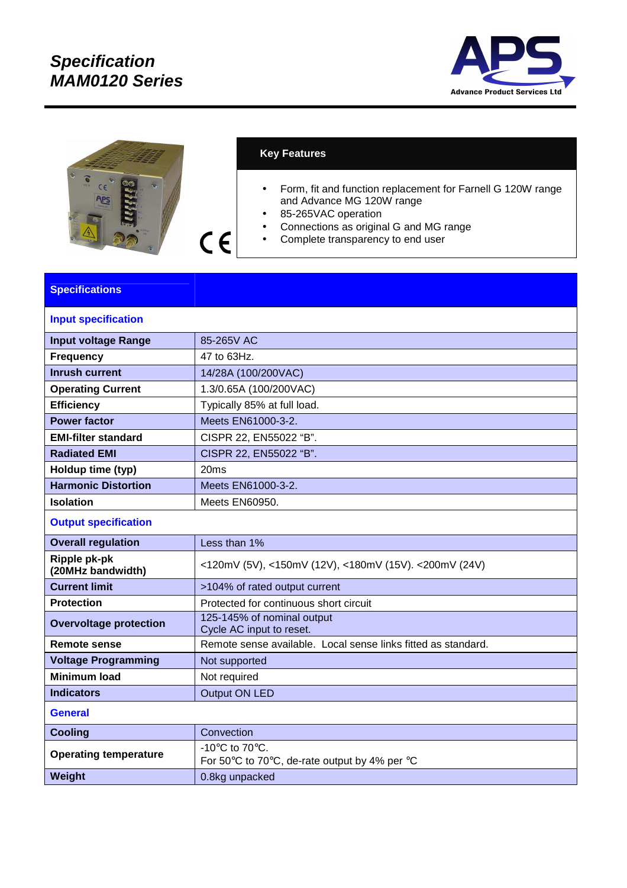# Specification
# MAM0120 Series

Advance Product Services Ltd

## Key Features

- Form, fit and function replacement for Farnell G 120W range and Advance MG 120W range
- 85-265VAC operation
- Connections as original G and MG range
- Complete transparency to end user

| **Specifications** | |
|---|---|
| **Input specification** | |
| **Input voltage Range** | 85-265V AC |
| **Frequency** | 47 to 63Hz. |
| **Inrush current** | 14/28A (100/200VAC) |
| **Operating Current** | 1.3/0.65A (100/200VAC) |
| **Efficiency** | Typically 85% at full load. |
| **Power factor** | Meets EN61000-3-2. |
| **EMI-filter standard** | CISPR 22, EN55022 "B". |
| **Radiated EMI** | CISPR 22, EN55022 "B". |
| **Holdup time (typ)** | 20ms |
| **Harmonic Distortion** | Meets EN61000-3-2. |
| **Isolation** | Meets EN60950. |
| **Output specification** | |
| **Overall regulation** | Less than 1% |
| **Ripple pk-pk (20MHz bandwidth)** | <120mV (5V), <150mV (12V), <180mV (15V). <200mV (24V) |
| **Current limit** | >104% of rated output current |
| **Protection** | Protected for continuous short circuit |
| **Overvoltage protection** | 125-145% of nominal output<br>Cycle AC input to reset. |
| **Remote sense** | Remote sense available. Local sense links fitted as standard. |
| **Voltage Programming** | Not supported |
| **Minimum load** | Not required |
| **Indicators** | Output ON LED |
| **General** | |
| **Cooling** | Convection |
| **Operating temperature** | -10°C to 70°C.<br>For 50°C to 70°C, de-rate output by 4% per °C |
| **Weight** | 0.8kg unpacked |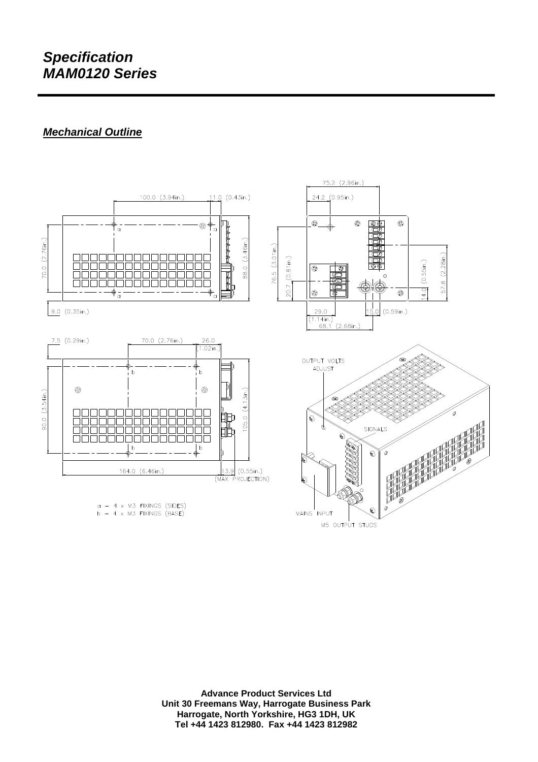# *Specification MAM0120 Series*

## ***Mechanical Outline***

75.2 (2.96in.)

100.0 (3.94in.)

11.0 (0.43in.)

24.2 (0.95in.)

70.0 (2.76in.)

88.0 (3.46in.)

76.5 (3.01in.)

20.7 (0.81in.)

14.0 (0.55in.)

57.8 (2.28in.)

9.0 (0.35in.)

29.0 (1.14in.)

15.0 (0.59in.)

68.1 (2.68in.)

7.5 (0.29in.)

70.0 (2.76in.)

26.0 (1.02in.)

90.0 (3.54in.)

105.0 (4.13in.)

164.0 (6.46in.)

13.9 (0.55in.) (MAX PROJECTION)

a – 4 x M3 FIXINGS (SIDES)
b – 4 x M3 FIXINGS (BASE)

OUTPUT VOLTS ADJUST

SIGNALS

VAINS INPUT

M5 OUTPUT STUDS

**Advance Product Services Ltd**
**Unit 30 Freemans Way, Harrogate Business Park**
**Harrogate, North Yorkshire, HG3 1DH, UK**
**Tel +44 1423 812980. Fax +44 1423 812982**